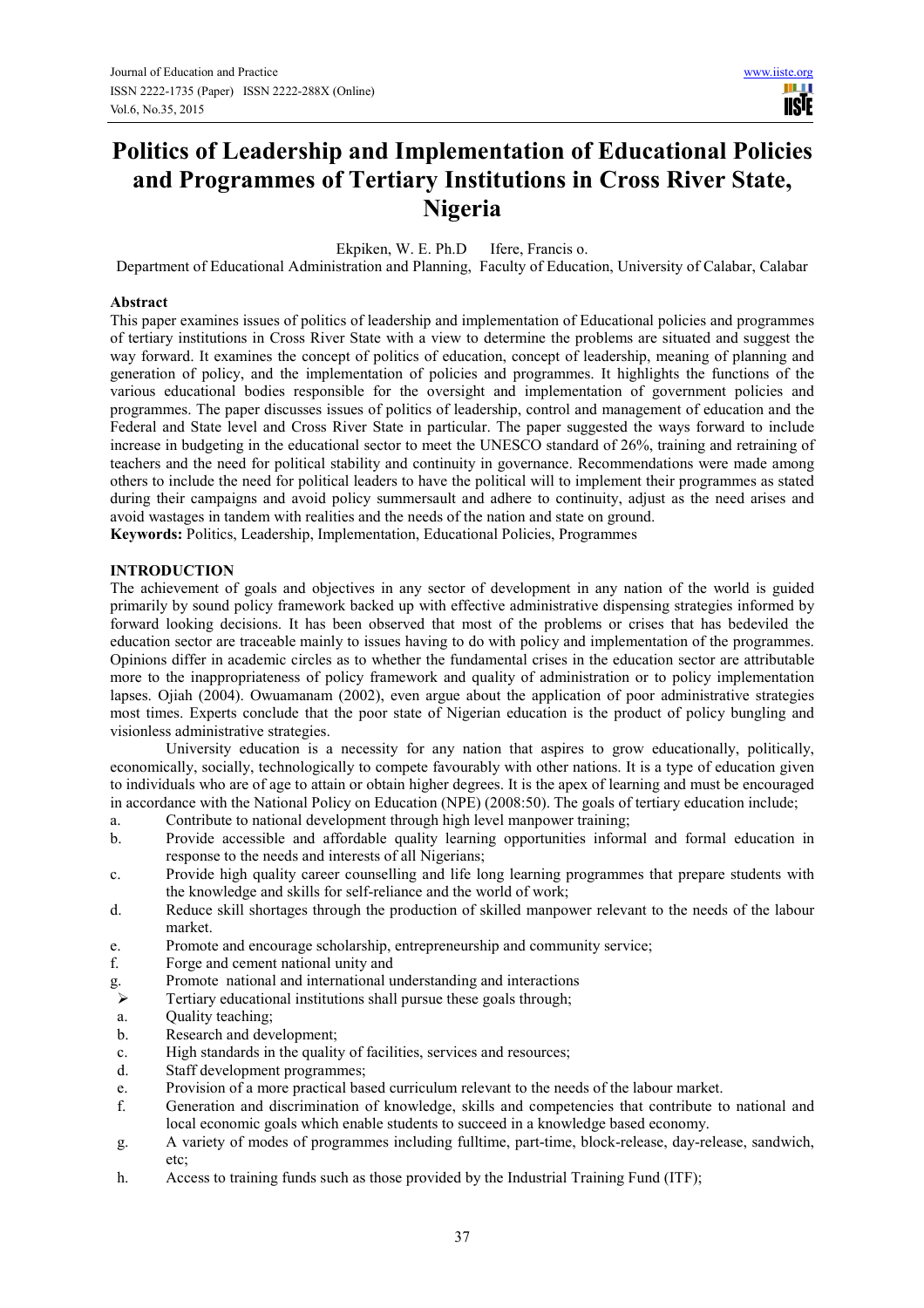# Politics of Leadership and Implementation of Educational Policies and Programmes of Tertiary Institutions in Cross River State, Nigeria

Ekpiken, W. E. Ph.D    Ifere, Francis o.

Department of Educational Administration and Planning, Faculty of Education, University of Calabar, Calabar

## Abstract

This paper examines issues of politics of leadership and implementation of Educational policies and programmes of tertiary institutions in Cross River State with a view to determine the problems are situated and suggest the way forward. It examines the concept of politics of education, concept of leadership, meaning of planning and generation of policy, and the implementation of policies and programmes. It highlights the functions of the various educational bodies responsible for the oversight and implementation of government policies and programmes. The paper discusses issues of politics of leadership, control and management of education and the Federal and State level and Cross River State in particular. The paper suggested the ways forward to include increase in budgeting in the educational sector to meet the UNESCO standard of 26%, training and retraining of teachers and the need for political stability and continuity in governance. Recommendations were made among others to include the need for political leaders to have the political will to implement their programmes as stated during their campaigns and avoid policy summersault and adhere to continuity, adjust as the need arises and avoid wastages in tandem with realities and the needs of the nation and state on ground.

**Keywords:** Politics, Leadership, Implementation, Educational Policies, Programmes

## INTRODUCTION

The achievement of goals and objectives in any sector of development in any nation of the world is guided primarily by sound policy framework backed up with effective administrative dispensing strategies informed by forward looking decisions. It has been observed that most of the problems or crises that has bedeviled the education sector are traceable mainly to issues having to do with policy and implementation of the programmes. Opinions differ in academic circles as to whether the fundamental crises in the education sector are attributable more to the inappropriateness of policy framework and quality of administration or to policy implementation lapses. Ojiah (2004). Owuamanam (2002), even argue about the application of poor administrative strategies most times. Experts conclude that the poor state of Nigerian education is the product of policy bungling and visionless administrative strategies.

University education is a necessity for any nation that aspires to grow educationally, politically, economically, socially, technologically to compete favourably with other nations. It is a type of education given to individuals who are of age to attain or obtain higher degrees. It is the apex of learning and must be encouraged in accordance with the National Policy on Education (NPE) (2008:50). The goals of tertiary education include;

a. Contribute to national development through high level manpower training;
b. Provide accessible and affordable quality learning opportunities informal and formal education in response to the needs and interests of all Nigerians;
c. Provide high quality career counselling and life long learning programmes that prepare students with the knowledge and skills for self-reliance and the world of work;
d. Reduce skill shortages through the production of skilled manpower relevant to the needs of the labour market.
e. Promote and encourage scholarship, entrepreneurship and community service;
f. Forge and cement national unity and
g. Promote national and international understanding and interactions

- Tertiary educational institutions shall pursue these goals through;

a. Quality teaching;
b. Research and development;
c. High standards in the quality of facilities, services and resources;
d. Staff development programmes;
e. Provision of a more practical based curriculum relevant to the needs of the labour market.
f. Generation and discrimination of knowledge, skills and competencies that contribute to national and local economic goals which enable students to succeed in a knowledge based economy.
g. A variety of modes of programmes including fulltime, part-time, block-release, day-release, sandwich, etc;
h. Access to training funds such as those provided by the Industrial Training Fund (ITF);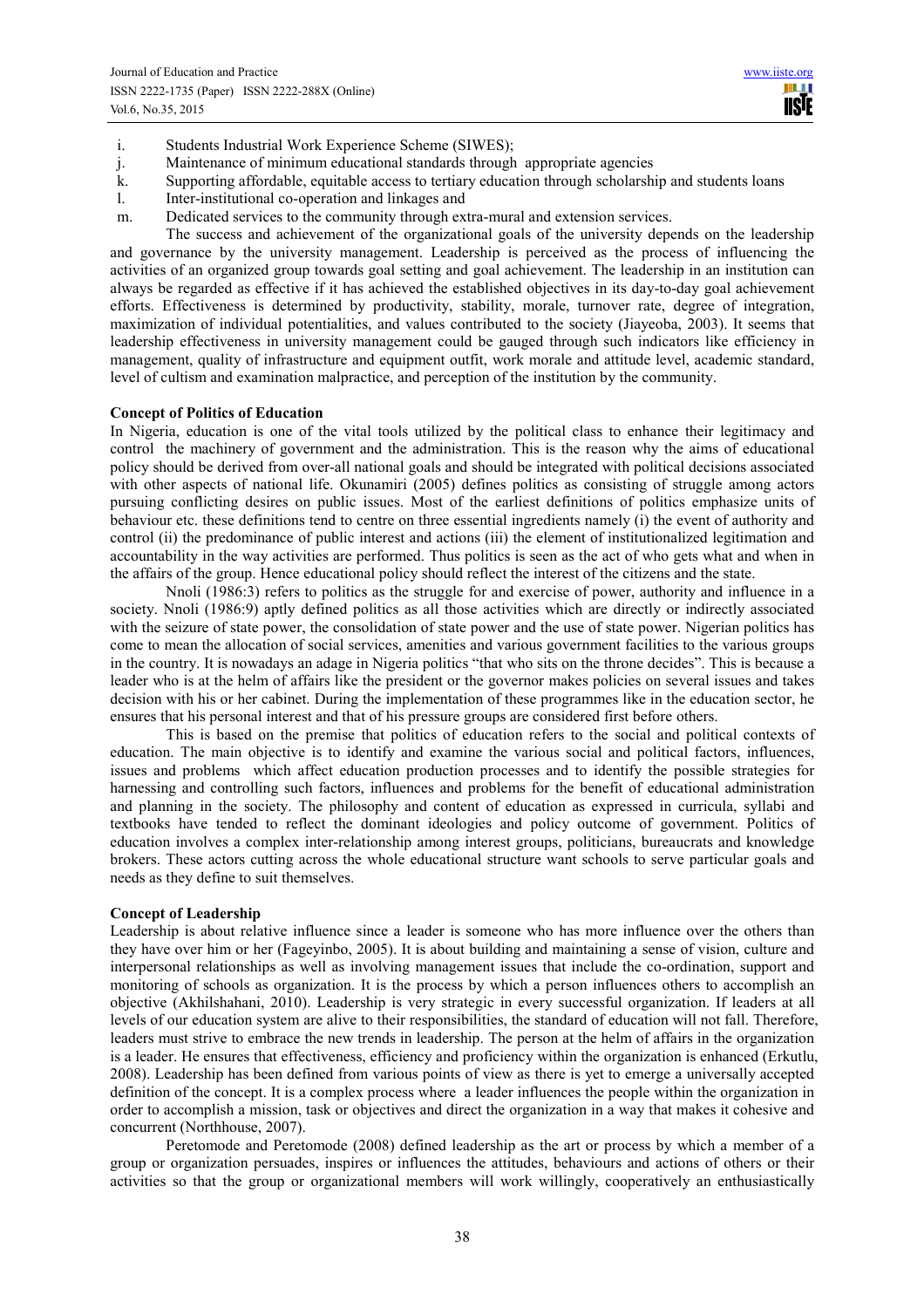i. Students Industrial Work Experience Scheme (SIWES);
j. Maintenance of minimum educational standards through appropriate agencies
k. Supporting affordable, equitable access to tertiary education through scholarship and students loans
l. Inter-institutional co-operation and linkages and
m. Dedicated services to the community through extra-mural and extension services.

The success and achievement of the organizational goals of the university depends on the leadership and governance by the university management. Leadership is perceived as the process of influencing the activities of an organized group towards goal setting and goal achievement. The leadership in an institution can always be regarded as effective if it has achieved the established objectives in its day-to-day goal achievement efforts. Effectiveness is determined by productivity, stability, morale, turnover rate, degree of integration, maximization of individual potentialities, and values contributed to the society (Jiayeoba, 2003). It seems that leadership effectiveness in university management could be gauged through such indicators like efficiency in management, quality of infrastructure and equipment outfit, work morale and attitude level, academic standard, level of cultism and examination malpractice, and perception of the institution by the community.

**Concept of Politics of Education**

In Nigeria, education is one of the vital tools utilized by the political class to enhance their legitimacy and control the machinery of government and the administration. This is the reason why the aims of educational policy should be derived from over-all national goals and should be integrated with political decisions associated with other aspects of national life. Okunamiri (2005) defines politics as consisting of struggle among actors pursuing conflicting desires on public issues. Most of the earliest definitions of politics emphasize units of behaviour etc. these definitions tend to centre on three essential ingredients namely (i) the event of authority and control (ii) the predominance of public interest and actions (iii) the element of institutionalized legitimation and accountability in the way activities are performed. Thus politics is seen as the act of who gets what and when in the affairs of the group. Hence educational policy should reflect the interest of the citizens and the state.

Nnoli (1986:3) refers to politics as the struggle for and exercise of power, authority and influence in a society. Nnoli (1986:9) aptly defined politics as all those activities which are directly or indirectly associated with the seizure of state power, the consolidation of state power and the use of state power. Nigerian politics has come to mean the allocation of social services, amenities and various government facilities to the various groups in the country. It is nowadays an adage in Nigeria politics "that who sits on the throne decides". This is because a leader who is at the helm of affairs like the president or the governor makes policies on several issues and takes decision with his or her cabinet. During the implementation of these programmes like in the education sector, he ensures that his personal interest and that of his pressure groups are considered first before others.

This is based on the premise that politics of education refers to the social and political contexts of education. The main objective is to identify and examine the various social and political factors, influences, issues and problems which affect education production processes and to identify the possible strategies for harnessing and controlling such factors, influences and problems for the benefit of educational administration and planning in the society. The philosophy and content of education as expressed in curricula, syllabi and textbooks have tended to reflect the dominant ideologies and policy outcome of government. Politics of education involves a complex inter-relationship among interest groups, politicians, bureaucrats and knowledge brokers. These actors cutting across the whole educational structure want schools to serve particular goals and needs as they define to suit themselves.

**Concept of Leadership**

Leadership is about relative influence since a leader is someone who has more influence over the others than they have over him or her (Fageyinbo, 2005). It is about building and maintaining a sense of vision, culture and interpersonal relationships as well as involving management issues that include the co-ordination, support and monitoring of schools as organization. It is the process by which a person influences others to accomplish an objective (Akhilshahani, 2010). Leadership is very strategic in every successful organization. If leaders at all levels of our education system are alive to their responsibilities, the standard of education will not fall. Therefore, leaders must strive to embrace the new trends in leadership. The person at the helm of affairs in the organization is a leader. He ensures that effectiveness, efficiency and proficiency within the organization is enhanced (Erkutlu, 2008). Leadership has been defined from various points of view as there is yet to emerge a universally accepted definition of the concept. It is a complex process where a leader influences the people within the organization in order to accomplish a mission, task or objectives and direct the organization in a way that makes it cohesive and concurrent (Northhouse, 2007).

Peretomode and Peretomode (2008) defined leadership as the art or process by which a member of a group or organization persuades, inspires or influences the attitudes, behaviours and actions of others or their activities so that the group or organizational members will work willingly, cooperatively an enthusiastically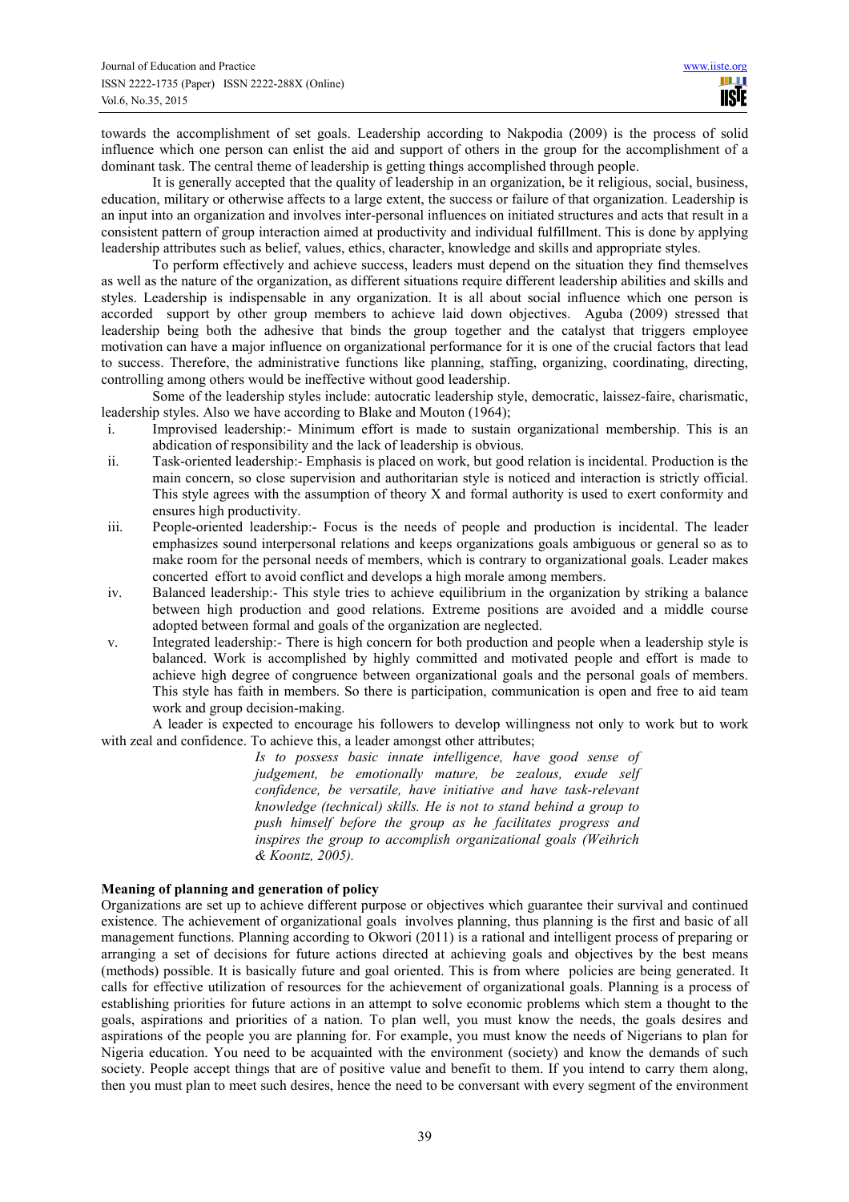towards the accomplishment of set goals. Leadership according to Nakpodia (2009) is the process of solid influence which one person can enlist the aid and support of others in the group for the accomplishment of a dominant task. The central theme of leadership is getting things accomplished through people.

It is generally accepted that the quality of leadership in an organization, be it religious, social, business, education, military or otherwise affects to a large extent, the success or failure of that organization. Leadership is an input into an organization and involves inter-personal influences on initiated structures and acts that result in a consistent pattern of group interaction aimed at productivity and individual fulfillment. This is done by applying leadership attributes such as belief, values, ethics, character, knowledge and skills and appropriate styles.

To perform effectively and achieve success, leaders must depend on the situation they find themselves as well as the nature of the organization, as different situations require different leadership abilities and skills and styles. Leadership is indispensable in any organization. It is all about social influence which one person is accorded support by other group members to achieve laid down objectives. Aguba (2009) stressed that leadership being both the adhesive that binds the group together and the catalyst that triggers employee motivation can have a major influence on organizational performance for it is one of the crucial factors that lead to success. Therefore, the administrative functions like planning, staffing, organizing, coordinating, directing, controlling among others would be ineffective without good leadership.

Some of the leadership styles include: autocratic leadership style, democratic, laissez-faire, charismatic, leadership styles. Also we have according to Blake and Mouton (1964);

i. Improvised leadership:- Minimum effort is made to sustain organizational membership. This is an abdication of responsibility and the lack of leadership is obvious.
ii. Task-oriented leadership:- Emphasis is placed on work, but good relation is incidental. Production is the main concern, so close supervision and authoritarian style is noticed and interaction is strictly official. This style agrees with the assumption of theory X and formal authority is used to exert conformity and ensures high productivity.
iii. People-oriented leadership:- Focus is the needs of people and production is incidental. The leader emphasizes sound interpersonal relations and keeps organizations goals ambiguous or general so as to make room for the personal needs of members, which is contrary to organizational goals. Leader makes concerted effort to avoid conflict and develops a high morale among members.
iv. Balanced leadership:- This style tries to achieve equilibrium in the organization by striking a balance between high production and good relations. Extreme positions are avoided and a middle course adopted between formal and goals of the organization are neglected.
v. Integrated leadership:- There is high concern for both production and people when a leadership style is balanced. Work is accomplished by highly committed and motivated people and effort is made to achieve high degree of congruence between organizational goals and the personal goals of members. This style has faith in members. So there is participation, communication is open and free to aid team work and group decision-making.

A leader is expected to encourage his followers to develop willingness not only to work but to work with zeal and confidence. To achieve this, a leader amongst other attributes;

> *Is to possess basic innate intelligence, have good sense of judgement, be emotionally mature, be zealous, exude self confidence, be versatile, have initiative and have task-relevant knowledge (technical) skills. He is not to stand behind a group to push himself before the group as he facilitates progress and inspires the group to accomplish organizational goals (Weihrich & Koontz, 2005).*

**Meaning of planning and generation of policy**

Organizations are set up to achieve different purpose or objectives which guarantee their survival and continued existence. The achievement of organizational goals involves planning, thus planning is the first and basic of all management functions. Planning according to Okwori (2011) is a rational and intelligent process of preparing or arranging a set of decisions for future actions directed at achieving goals and objectives by the best means (methods) possible. It is basically future and goal oriented. This is from where policies are being generated. It calls for effective utilization of resources for the achievement of organizational goals. Planning is a process of establishing priorities for future actions in an attempt to solve economic problems which stem a thought to the goals, aspirations and priorities of a nation. To plan well, you must know the needs, the goals desires and aspirations of the people you are planning for. For example, you must know the needs of Nigerians to plan for Nigeria education. You need to be acquainted with the environment (society) and know the demands of such society. People accept things that are of positive value and benefit to them. If you intend to carry them along, then you must plan to meet such desires, hence the need to be conversant with every segment of the environment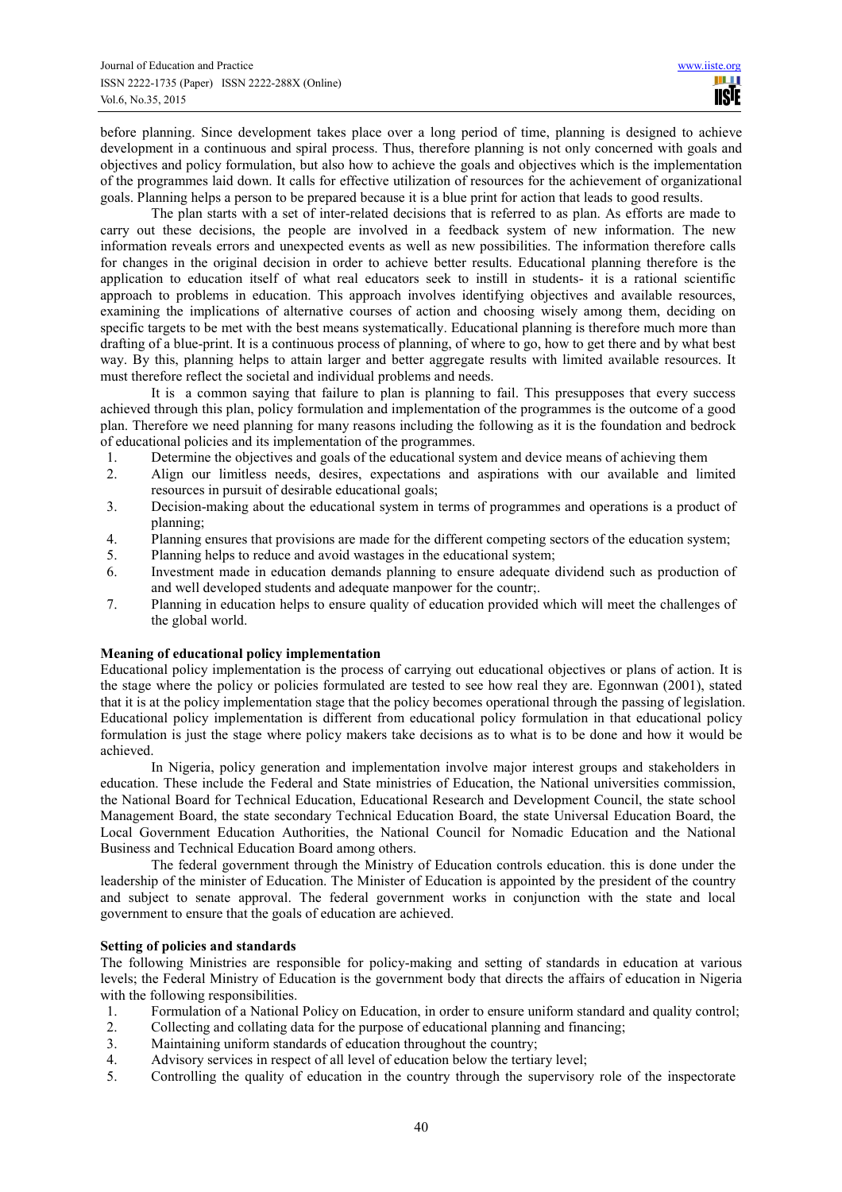before planning. Since development takes place over a long period of time, planning is designed to achieve development in a continuous and spiral process. Thus, therefore planning is not only concerned with goals and objectives and policy formulation, but also how to achieve the goals and objectives which is the implementation of the programmes laid down. It calls for effective utilization of resources for the achievement of organizational goals. Planning helps a person to be prepared because it is a blue print for action that leads to good results.

The plan starts with a set of inter-related decisions that is referred to as plan. As efforts are made to carry out these decisions, the people are involved in a feedback system of new information. The new information reveals errors and unexpected events as well as new possibilities. The information therefore calls for changes in the original decision in order to achieve better results. Educational planning therefore is the application to education itself of what real educators seek to instill in students- it is a rational scientific approach to problems in education. This approach involves identifying objectives and available resources, examining the implications of alternative courses of action and choosing wisely among them, deciding on specific targets to be met with the best means systematically. Educational planning is therefore much more than drafting of a blue-print. It is a continuous process of planning, of where to go, how to get there and by what best way. By this, planning helps to attain larger and better aggregate results with limited available resources. It must therefore reflect the societal and individual problems and needs.

It is a common saying that failure to plan is planning to fail. This presupposes that every success achieved through this plan, policy formulation and implementation of the programmes is the outcome of a good plan. Therefore we need planning for many reasons including the following as it is the foundation and bedrock of educational policies and its implementation of the programmes.

1. Determine the objectives and goals of the educational system and device means of achieving them
2. Align our limitless needs, desires, expectations and aspirations with our available and limited resources in pursuit of desirable educational goals;
3. Decision-making about the educational system in terms of programmes and operations is a product of planning;
4. Planning ensures that provisions are made for the different competing sectors of the education system;
5. Planning helps to reduce and avoid wastages in the educational system;
6. Investment made in education demands planning to ensure adequate dividend such as production of and well developed students and adequate manpower for the countr;.
7. Planning in education helps to ensure quality of education provided which will meet the challenges of the global world.

**Meaning of educational policy implementation**

Educational policy implementation is the process of carrying out educational objectives or plans of action. It is the stage where the policy or policies formulated are tested to see how real they are. Egonnwan (2001), stated that it is at the policy implementation stage that the policy becomes operational through the passing of legislation. Educational policy implementation is different from educational policy formulation in that educational policy formulation is just the stage where policy makers take decisions as to what is to be done and how it would be achieved.

In Nigeria, policy generation and implementation involve major interest groups and stakeholders in education. These include the Federal and State ministries of Education, the National universities commission, the National Board for Technical Education, Educational Research and Development Council, the state school Management Board, the state secondary Technical Education Board, the state Universal Education Board, the Local Government Education Authorities, the National Council for Nomadic Education and the National Business and Technical Education Board among others.

The federal government through the Ministry of Education controls education. this is done under the leadership of the minister of Education. The Minister of Education is appointed by the president of the country and subject to senate approval. The federal government works in conjunction with the state and local government to ensure that the goals of education are achieved.

**Setting of policies and standards**

The following Ministries are responsible for policy-making and setting of standards in education at various levels; the Federal Ministry of Education is the government body that directs the affairs of education in Nigeria with the following responsibilities.

1. Formulation of a National Policy on Education, in order to ensure uniform standard and quality control;
2. Collecting and collating data for the purpose of educational planning and financing;
3. Maintaining uniform standards of education throughout the country;
4. Advisory services in respect of all level of education below the tertiary level;
5. Controlling the quality of education in the country through the supervisory role of the inspectorate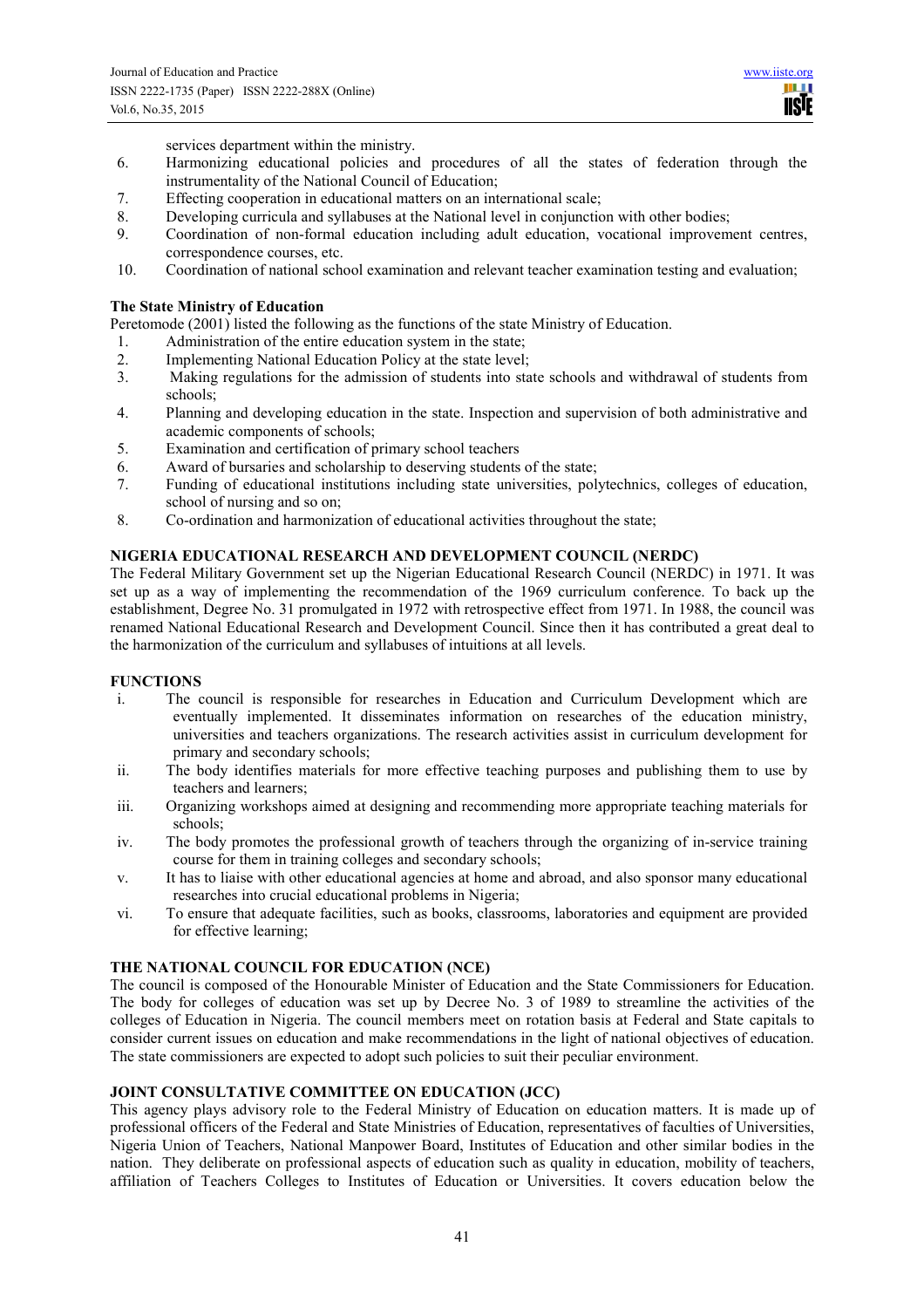services department within the ministry.

6. Harmonizing educational policies and procedures of all the states of federation through the instrumentality of the National Council of Education;
7. Effecting cooperation in educational matters on an international scale;
8. Developing curricula and syllabuses at the National level in conjunction with other bodies;
9. Coordination of non-formal education including adult education, vocational improvement centres, correspondence courses, etc.
10. Coordination of national school examination and relevant teacher examination testing and evaluation;

**The State Ministry of Education**

Peretomode (2001) listed the following as the functions of the state Ministry of Education.

1. Administration of the entire education system in the state;
2. Implementing National Education Policy at the state level;
3. Making regulations for the admission of students into state schools and withdrawal of students from schools;
4. Planning and developing education in the state. Inspection and supervision of both administrative and academic components of schools;
5. Examination and certification of primary school teachers
6. Award of bursaries and scholarship to deserving students of the state;
7. Funding of educational institutions including state universities, polytechnics, colleges of education, school of nursing and so on;
8. Co-ordination and harmonization of educational activities throughout the state;

**NIGERIA EDUCATIONAL RESEARCH AND DEVELOPMENT COUNCIL (NERDC)**

The Federal Military Government set up the Nigerian Educational Research Council (NERDC) in 1971. It was set up as a way of implementing the recommendation of the 1969 curriculum conference. To back up the establishment, Degree No. 31 promulgated in 1972 with retrospective effect from 1971. In 1988, the council was renamed National Educational Research and Development Council. Since then it has contributed a great deal to the harmonization of the curriculum and syllabuses of intuitions at all levels.

**FUNCTIONS**

i. The council is responsible for researches in Education and Curriculum Development which are eventually implemented. It disseminates information on researches of the education ministry, universities and teachers organizations. The research activities assist in curriculum development for primary and secondary schools;
ii. The body identifies materials for more effective teaching purposes and publishing them to use by teachers and learners;
iii. Organizing workshops aimed at designing and recommending more appropriate teaching materials for schools;
iv. The body promotes the professional growth of teachers through the organizing of in-service training course for them in training colleges and secondary schools;
v. It has to liaise with other educational agencies at home and abroad, and also sponsor many educational researches into crucial educational problems in Nigeria;
vi. To ensure that adequate facilities, such as books, classrooms, laboratories and equipment are provided for effective learning;

**THE NATIONAL COUNCIL FOR EDUCATION (NCE)**

The council is composed of the Honourable Minister of Education and the State Commissioners for Education. The body for colleges of education was set up by Decree No. 3 of 1989 to streamline the activities of the colleges of Education in Nigeria. The council members meet on rotation basis at Federal and State capitals to consider current issues on education and make recommendations in the light of national objectives of education. The state commissioners are expected to adopt such policies to suit their peculiar environment.

**JOINT CONSULTATIVE COMMITTEE ON EDUCATION (JCC)**

This agency plays advisory role to the Federal Ministry of Education on education matters. It is made up of professional officers of the Federal and State Ministries of Education, representatives of faculties of Universities, Nigeria Union of Teachers, National Manpower Board, Institutes of Education and other similar bodies in the nation. They deliberate on professional aspects of education such as quality in education, mobility of teachers, affiliation of Teachers Colleges to Institutes of Education or Universities. It covers education below the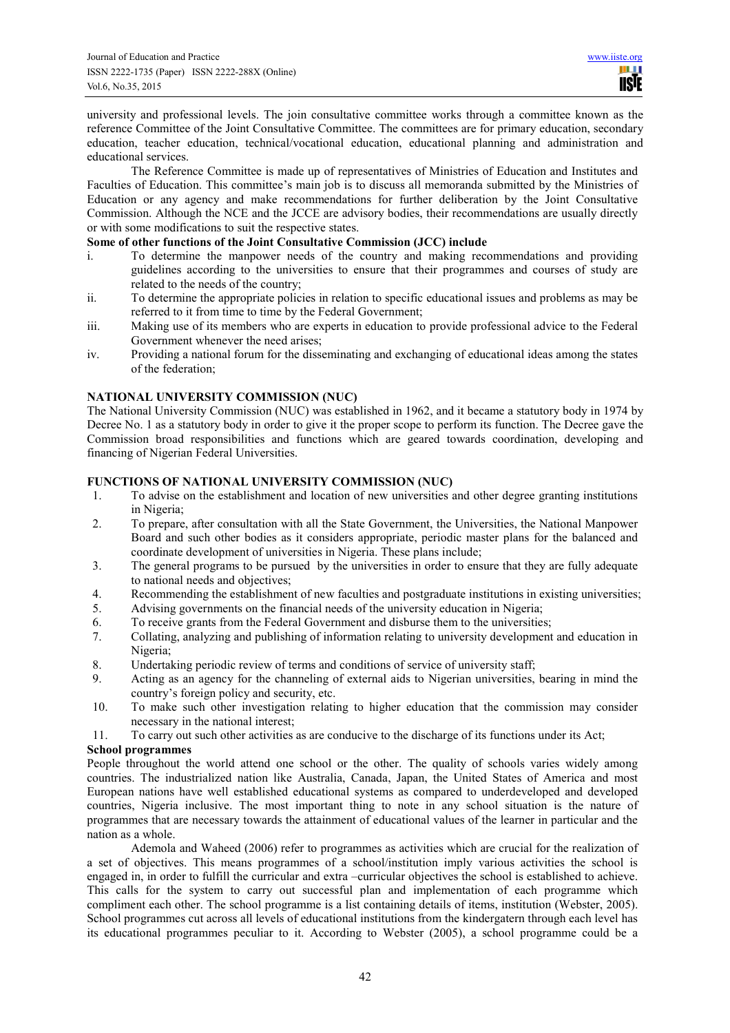university and professional levels. The join consultative committee works through a committee known as the reference Committee of the Joint Consultative Committee. The committees are for primary education, secondary education, teacher education, technical/vocational education, educational planning and administration and educational services.

The Reference Committee is made up of representatives of Ministries of Education and Institutes and Faculties of Education. This committee's main job is to discuss all memoranda submitted by the Ministries of Education or any agency and make recommendations for further deliberation by the Joint Consultative Commission. Although the NCE and the JCCE are advisory bodies, their recommendations are usually directly or with some modifications to suit the respective states.

**Some of other functions of the Joint Consultative Commission (JCC) include**

i. To determine the manpower needs of the country and making recommendations and providing guidelines according to the universities to ensure that their programmes and courses of study are related to the needs of the country;
ii. To determine the appropriate policies in relation to specific educational issues and problems as may be referred to it from time to time by the Federal Government;
iii. Making use of its members who are experts in education to provide professional advice to the Federal Government whenever the need arises;
iv. Providing a national forum for the disseminating and exchanging of educational ideas among the states of the federation;

## NATIONAL UNIVERSITY COMMISSION (NUC)

The National University Commission (NUC) was established in 1962, and it became a statutory body in 1974 by Decree No. 1 as a statutory body in order to give it the proper scope to perform its function. The Decree gave the Commission broad responsibilities and functions which are geared towards coordination, developing and financing of Nigerian Federal Universities.

## FUNCTIONS OF NATIONAL UNIVERSITY COMMISSION (NUC)

1. To advise on the establishment and location of new universities and other degree granting institutions in Nigeria;
2. To prepare, after consultation with all the State Government, the Universities, the National Manpower Board and such other bodies as it considers appropriate, periodic master plans for the balanced and coordinate development of universities in Nigeria. These plans include;
3. The general programs to be pursued by the universities in order to ensure that they are fully adequate to national needs and objectives;
4. Recommending the establishment of new faculties and postgraduate institutions in existing universities;
5. Advising governments on the financial needs of the university education in Nigeria;
6. To receive grants from the Federal Government and disburse them to the universities;
7. Collating, analyzing and publishing of information relating to university development and education in Nigeria;
8. Undertaking periodic review of terms and conditions of service of university staff;
9. Acting as an agency for the channeling of external aids to Nigerian universities, bearing in mind the country's foreign policy and security, etc.
10. To make such other investigation relating to higher education that the commission may consider necessary in the national interest;
11. To carry out such other activities as are conducive to the discharge of its functions under its Act;

**School programmes**

People throughout the world attend one school or the other. The quality of schools varies widely among countries. The industrialized nation like Australia, Canada, Japan, the United States of America and most European nations have well established educational systems as compared to underdeveloped and developed countries, Nigeria inclusive. The most important thing to note in any school situation is the nature of programmes that are necessary towards the attainment of educational values of the learner in particular and the nation as a whole.

Ademola and Waheed (2006) refer to programmes as activities which are crucial for the realization of a set of objectives. This means programmes of a school/institution imply various activities the school is engaged in, in order to fulfill the curricular and extra –curricular objectives the school is established to achieve. This calls for the system to carry out successful plan and implementation of each programme which compliment each other. The school programme is a list containing details of items, institution (Webster, 2005). School programmes cut across all levels of educational institutions from the kindergatern through each level has its educational programmes peculiar to it. According to Webster (2005), a school programme could be a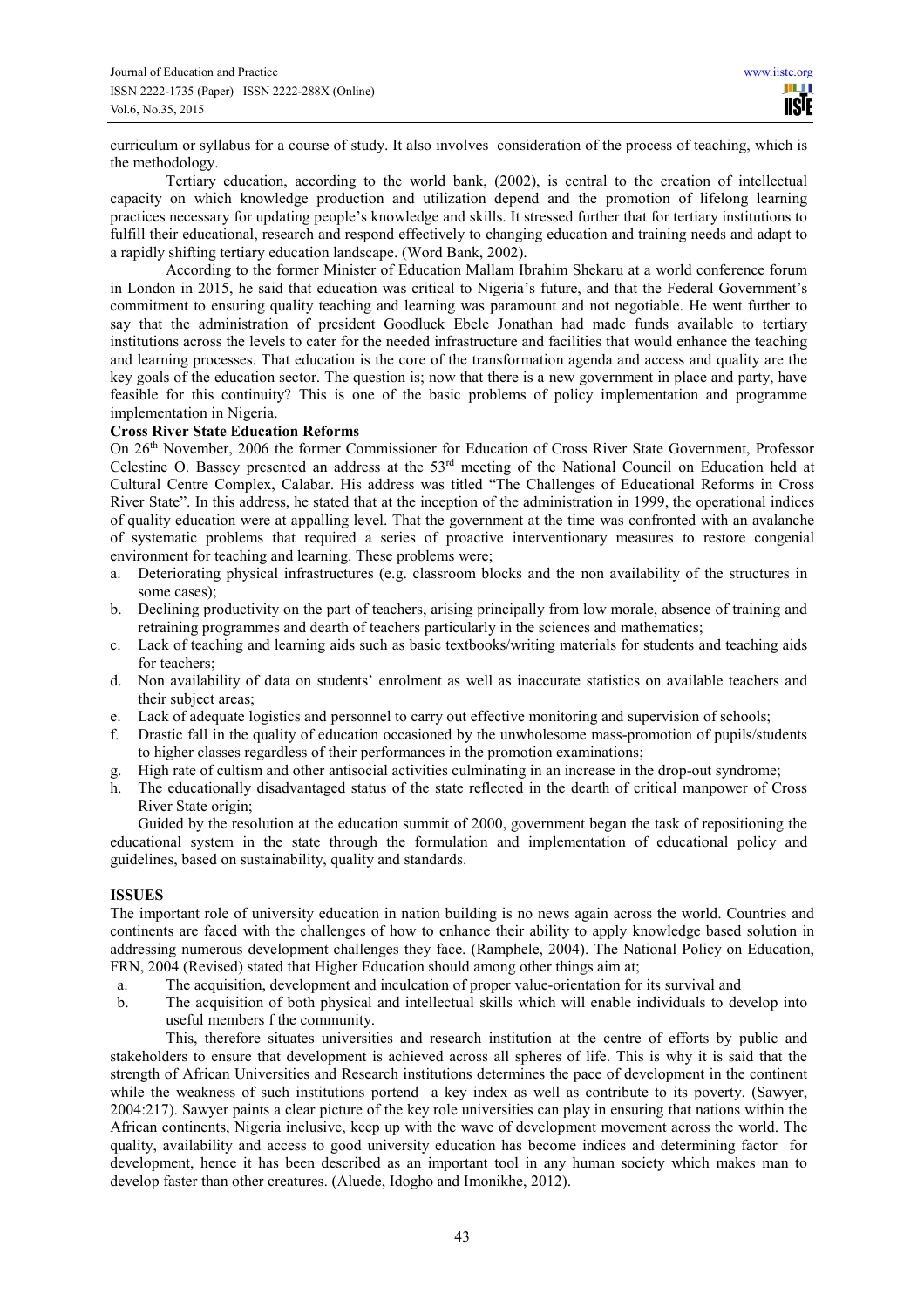curriculum or syllabus for a course of study. It also involves consideration of the process of teaching, which is the methodology.

Tertiary education, according to the world bank, (2002), is central to the creation of intellectual capacity on which knowledge production and utilization depend and the promotion of lifelong learning practices necessary for updating people's knowledge and skills. It stressed further that for tertiary institutions to fulfill their educational, research and respond effectively to changing education and training needs and adapt to a rapidly shifting tertiary education landscape. (Word Bank, 2002).

According to the former Minister of Education Mallam Ibrahim Shekaru at a world conference forum in London in 2015, he said that education was critical to Nigeria's future, and that the Federal Government's commitment to ensuring quality teaching and learning was paramount and not negotiable. He went further to say that the administration of president Goodluck Ebele Jonathan had made funds available to tertiary institutions across the levels to cater for the needed infrastructure and facilities that would enhance the teaching and learning processes. That education is the core of the transformation agenda and access and quality are the key goals of the education sector. The question is; now that there is a new government in place and party, have feasible for this continuity? This is one of the basic problems of policy implementation and programme implementation in Nigeria.

**Cross River State Education Reforms**

On 26th November, 2006 the former Commissioner for Education of Cross River State Government, Professor Celestine O. Bassey presented an address at the 53rd meeting of the National Council on Education held at Cultural Centre Complex, Calabar. His address was titled "The Challenges of Educational Reforms in Cross River State". In this address, he stated that at the inception of the administration in 1999, the operational indices of quality education were at appalling level. That the government at the time was confronted with an avalanche of systematic problems that required a series of proactive interventionary measures to restore congenial environment for teaching and learning. These problems were;

a. Deteriorating physical infrastructures (e.g. classroom blocks and the non availability of the structures in some cases);
b. Declining productivity on the part of teachers, arising principally from low morale, absence of training and retraining programmes and dearth of teachers particularly in the sciences and mathematics;
c. Lack of teaching and learning aids such as basic textbooks/writing materials for students and teaching aids for teachers;
d. Non availability of data on students' enrolment as well as inaccurate statistics on available teachers and their subject areas;
e. Lack of adequate logistics and personnel to carry out effective monitoring and supervision of schools;
f. Drastic fall in the quality of education occasioned by the unwholesome mass-promotion of pupils/students to higher classes regardless of their performances in the promotion examinations;
g. High rate of cultism and other antisocial activities culminating in an increase in the drop-out syndrome;
h. The educationally disadvantaged status of the state reflected in the dearth of critical manpower of Cross River State origin;

Guided by the resolution at the education summit of 2000, government began the task of repositioning the educational system in the state through the formulation and implementation of educational policy and guidelines, based on sustainability, quality and standards.

## ISSUES

The important role of university education in nation building is no news again across the world. Countries and continents are faced with the challenges of how to enhance their ability to apply knowledge based solution in addressing numerous development challenges they face. (Ramphele, 2004). The National Policy on Education, FRN, 2004 (Revised) stated that Higher Education should among other things aim at;

a. The acquisition, development and inculcation of proper value-orientation for its survival and
b. The acquisition of both physical and intellectual skills which will enable individuals to develop into useful members f the community.

This, therefore situates universities and research institution at the centre of efforts by public and stakeholders to ensure that development is achieved across all spheres of life. This is why it is said that the strength of African Universities and Research institutions determines the pace of development in the continent while the weakness of such institutions portend a key index as well as contribute to its poverty. (Sawyer, 2004:217). Sawyer paints a clear picture of the key role universities can play in ensuring that nations within the African continents, Nigeria inclusive, keep up with the wave of development movement across the world. The quality, availability and access to good university education has become indices and determining factor for development, hence it has been described as an important tool in any human society which makes man to develop faster than other creatures. (Aluede, Idogho and Imonikhe, 2012).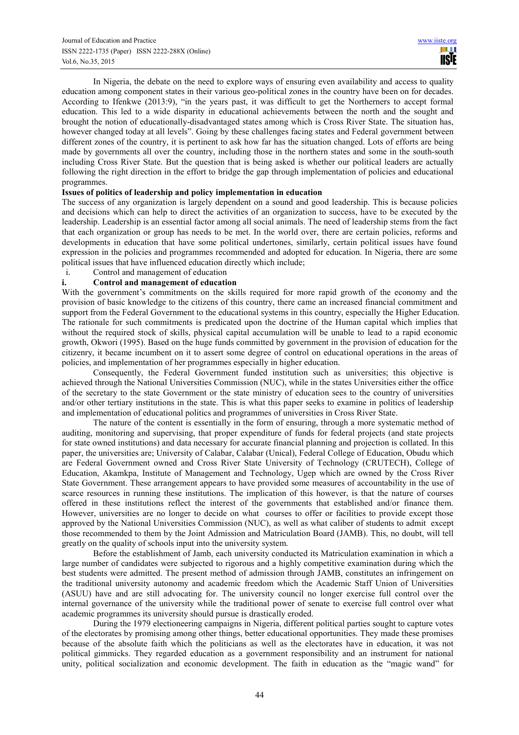In Nigeria, the debate on the need to explore ways of ensuring even availability and access to quality education among component states in their various geo-political zones in the country have been on for decades. According to Ifenkwe (2013:9), "in the years past, it was difficult to get the Northerners to accept formal education. This led to a wide disparity in educational achievements between the north and the sought and brought the notion of educationally-disadvantaged states among which is Cross River State. The situation has, however changed today at all levels". Going by these challenges facing states and Federal government between different zones of the country, it is pertinent to ask how far has the situation changed. Lots of efforts are being made by governments all over the country, including those in the northern states and some in the south-south including Cross River State. But the question that is being asked is whether our political leaders are actually following the right direction in the effort to bridge the gap through implementation of policies and educational programmes.

**Issues of politics of leadership and policy implementation in education**

The success of any organization is largely dependent on a sound and good leadership. This is because policies and decisions which can help to direct the activities of an organization to success, have to be executed by the leadership. Leadership is an essential factor among all social animals. The need of leadership stems from the fact that each organization or group has needs to be met. In the world over, there are certain policies, reforms and developments in education that have some political undertones, similarly, certain political issues have found expression in the policies and programmes recommended and adopted for education. In Nigeria, there are some political issues that have influenced education directly which include;

i. Control and management of education

**i. Control and management of education**

With the government's commitments on the skills required for more rapid growth of the economy and the provision of basic knowledge to the citizens of this country, there came an increased financial commitment and support from the Federal Government to the educational systems in this country, especially the Higher Education. The rationale for such commitments is predicated upon the doctrine of the Human capital which implies that without the required stock of skills, physical capital accumulation will be unable to lead to a rapid economic growth, Okwori (1995). Based on the huge funds committed by government in the provision of education for the citizenry, it became incumbent on it to assert some degree of control on educational operations in the areas of policies, and implementation of her programmes especially in higher education.

Consequently, the Federal Government funded institution such as universities; this objective is achieved through the National Universities Commission (NUC), while in the states Universities either the office of the secretary to the state Government or the state ministry of education sees to the country of universities and/or other tertiary institutions in the state. This is what this paper seeks to examine in politics of leadership and implementation of educational politics and programmes of universities in Cross River State.

The nature of the content is essentially in the form of ensuring, through a more systematic method of auditing, monitoring and supervising, that proper expenditure of funds for federal projects (and state projects for state owned institutions) and data necessary for accurate financial planning and projection is collated. In this paper, the universities are; University of Calabar, Calabar (Unical), Federal College of Education, Obudu which are Federal Government owned and Cross River State University of Technology (CRUTECH), College of Education, Akamkpa, Institute of Management and Technology, Ugep which are owned by the Cross River State Government. These arrangement appears to have provided some measures of accountability in the use of scarce resources in running these institutions. The implication of this however, is that the nature of courses offered in these institutions reflect the interest of the governments that established and/or finance them. However, universities are no longer to decide on what courses to offer or facilities to provide except those approved by the National Universities Commission (NUC), as well as what caliber of students to admit except those recommended to them by the Joint Admission and Matriculation Board (JAMB). This, no doubt, will tell greatly on the quality of schools input into the university system.

Before the establishment of Jamb, each university conducted its Matriculation examination in which a large number of candidates were subjected to rigorous and a highly competitive examination during which the best students were admitted. The present method of admission through JAMB, constitutes an infringement on the traditional university autonomy and academic freedom which the Academic Staff Union of Universities (ASUU) have and are still advocating for. The university council no longer exercise full control over the internal governance of the university while the traditional power of senate to exercise full control over what academic programmes its university should pursue is drastically eroded.

During the 1979 electioneering campaigns in Nigeria, different political parties sought to capture votes of the electorates by promising among other things, better educational opportunities. They made these promises because of the absolute faith which the politicians as well as the electorates have in education, it was not political gimmicks. They regarded education as a government responsibility and an instrument for national unity, political socialization and economic development. The faith in education as the "magic wand" for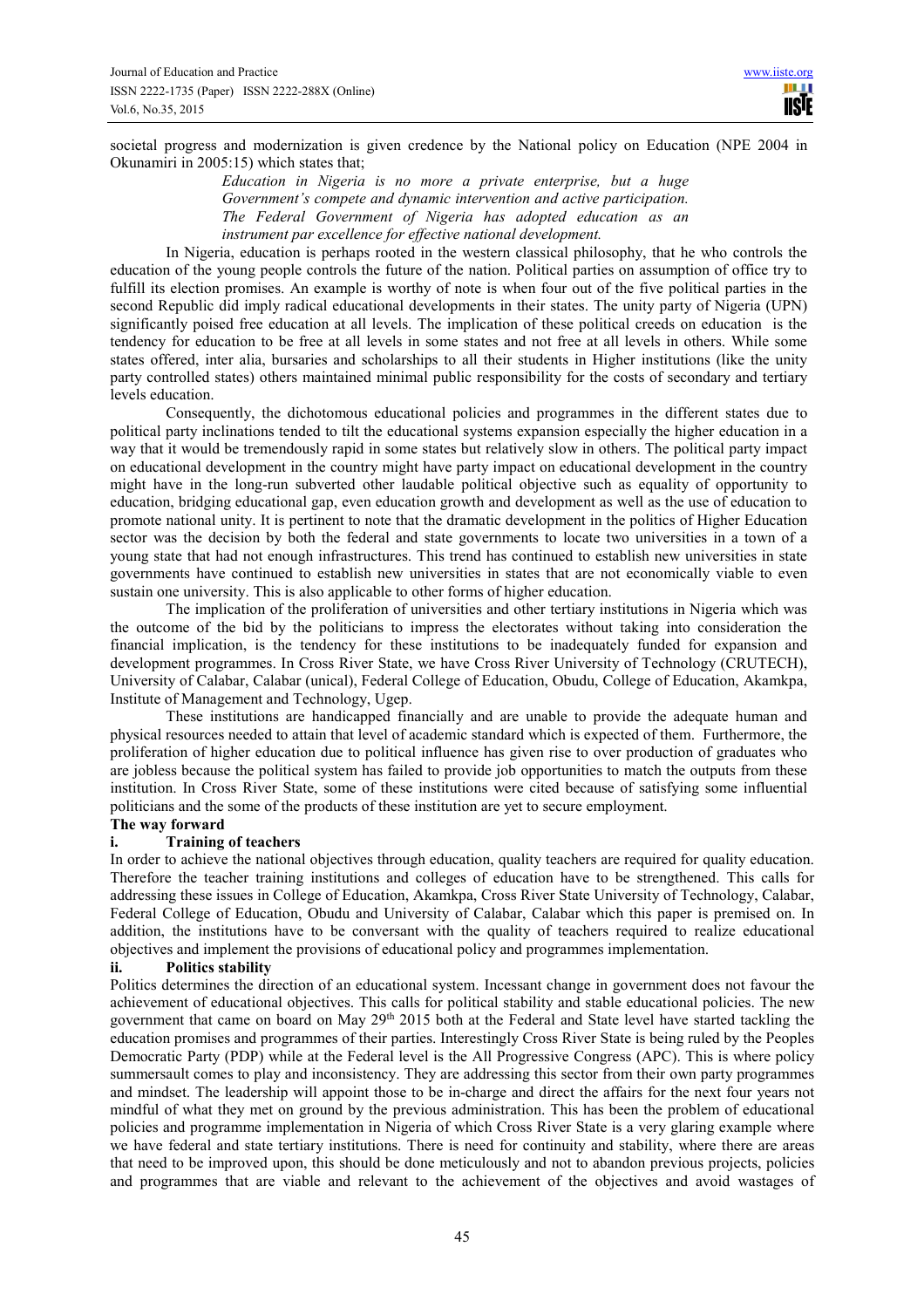societal progress and modernization is given credence by the National policy on Education (NPE 2004 in Okunamiri in 2005:15) which states that;

> *Education in Nigeria is no more a private enterprise, but a huge Government's compete and dynamic intervention and active participation. The Federal Government of Nigeria has adopted education as an instrument par excellence for effective national development.*

In Nigeria, education is perhaps rooted in the western classical philosophy, that he who controls the education of the young people controls the future of the nation. Political parties on assumption of office try to fulfill its election promises. An example is worthy of note is when four out of the five political parties in the second Republic did imply radical educational developments in their states. The unity party of Nigeria (UPN) significantly poised free education at all levels. The implication of these political creeds on education is the tendency for education to be free at all levels in some states and not free at all levels in others. While some states offered, inter alia, bursaries and scholarships to all their students in Higher institutions (like the unity party controlled states) others maintained minimal public responsibility for the costs of secondary and tertiary levels education.

Consequently, the dichotomous educational policies and programmes in the different states due to political party inclinations tended to tilt the educational systems expansion especially the higher education in a way that it would be tremendously rapid in some states but relatively slow in others. The political party impact on educational development in the country might have party impact on educational development in the country might have in the long-run subverted other laudable political objective such as equality of opportunity to education, bridging educational gap, even education growth and development as well as the use of education to promote national unity. It is pertinent to note that the dramatic development in the politics of Higher Education sector was the decision by both the federal and state governments to locate two universities in a town of a young state that had not enough infrastructures. This trend has continued to establish new universities in state governments have continued to establish new universities in states that are not economically viable to even sustain one university. This is also applicable to other forms of higher education.

The implication of the proliferation of universities and other tertiary institutions in Nigeria which was the outcome of the bid by the politicians to impress the electorates without taking into consideration the financial implication, is the tendency for these institutions to be inadequately funded for expansion and development programmes. In Cross River State, we have Cross River University of Technology (CRUTECH), University of Calabar, Calabar (unical), Federal College of Education, Obudu, College of Education, Akamkpa, Institute of Management and Technology, Ugep.

These institutions are handicapped financially and are unable to provide the adequate human and physical resources needed to attain that level of academic standard which is expected of them. Furthermore, the proliferation of higher education due to political influence has given rise to over production of graduates who are jobless because the political system has failed to provide job opportunities to match the outputs from these institution. In Cross River State, some of these institutions were cited because of satisfying some influential politicians and the some of the products of these institution are yet to secure employment.

**The way forward**

**i. Training of teachers**

In order to achieve the national objectives through education, quality teachers are required for quality education. Therefore the teacher training institutions and colleges of education have to be strengthened. This calls for addressing these issues in College of Education, Akamkpa, Cross River State University of Technology, Calabar, Federal College of Education, Obudu and University of Calabar, Calabar which this paper is premised on. In addition, the institutions have to be conversant with the quality of teachers required to realize educational objectives and implement the provisions of educational policy and programmes implementation.

**ii. Politics stability**

Politics determines the direction of an educational system. Incessant change in government does not favour the achievement of educational objectives. This calls for political stability and stable educational policies. The new government that came on board on May 29th 2015 both at the Federal and State level have started tackling the education promises and programmes of their parties. Interestingly Cross River State is being ruled by the Peoples Democratic Party (PDP) while at the Federal level is the All Progressive Congress (APC). This is where policy summersault comes to play and inconsistency. They are addressing this sector from their own party programmes and mindset. The leadership will appoint those to be in-charge and direct the affairs for the next four years not mindful of what they met on ground by the previous administration. This has been the problem of educational policies and programme implementation in Nigeria of which Cross River State is a very glaring example where we have federal and state tertiary institutions. There is need for continuity and stability, where there are areas that need to be improved upon, this should be done meticulously and not to abandon previous projects, policies and programmes that are viable and relevant to the achievement of the objectives and avoid wastages of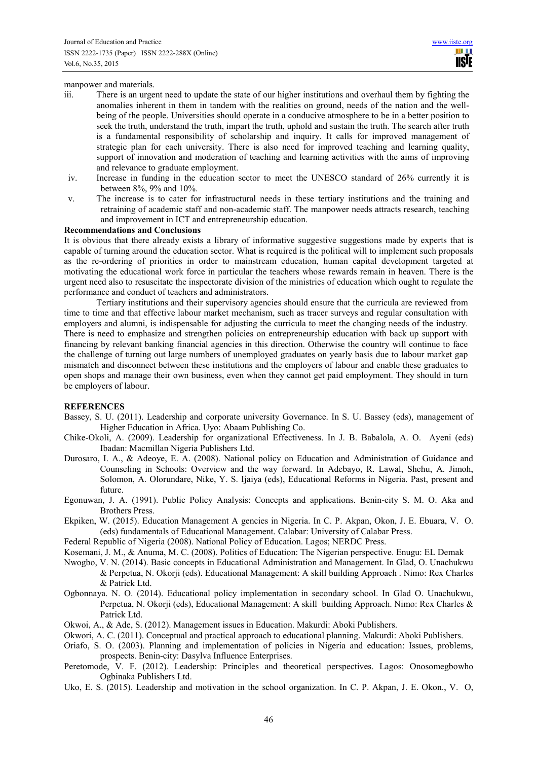manpower and materials.

iii. There is an urgent need to update the state of our higher institutions and overhaul them by fighting the anomalies inherent in them in tandem with the realities on ground, needs of the nation and the well-being of the people. Universities should operate in a conducive atmosphere to be in a better position to seek the truth, understand the truth, impart the truth, uphold and sustain the truth. The search after truth is a fundamental responsibility of scholarship and inquiry. It calls for improved management of strategic plan for each university. There is also need for improved teaching and learning quality, support of innovation and moderation of teaching and learning activities with the aims of improving and relevance to graduate employment.

iv. Increase in funding in the education sector to meet the UNESCO standard of 26% currently it is between 8%, 9% and 10%.

v. The increase is to cater for infrastructural needs in these tertiary institutions and the training and retraining of academic staff and non-academic staff. The manpower needs attracts research, teaching and improvement in ICT and entrepreneurship education.

**Recommendations and Conclusions**

It is obvious that there already exists a library of informative suggestive suggestions made by experts that is capable of turning around the education sector. What is required is the political will to implement such proposals as the re-ordering of priorities in order to mainstream education, human capital development targeted at motivating the educational work force in particular the teachers whose rewards remain in heaven. There is the urgent need also to resuscitate the inspectorate division of the ministries of education which ought to regulate the performance and conduct of teachers and administrators.

Tertiary institutions and their supervisory agencies should ensure that the curricula are reviewed from time to time and that effective labour market mechanism, such as tracer surveys and regular consultation with employers and alumni, is indispensable for adjusting the curricula to meet the changing needs of the industry. There is need to emphasize and strengthen policies on entrepreneurship education with back up support with financing by relevant banking financial agencies in this direction. Otherwise the country will continue to face the challenge of turning out large numbers of unemployed graduates on yearly basis due to labour market gap mismatch and disconnect between these institutions and the employers of labour and enable these graduates to open shops and manage their own business, even when they cannot get paid employment. They should in turn be employers of labour.

**REFERENCES**

Bassey, S. U. (2011). Leadership and corporate university Governance. In S. U. Bassey (eds), management of Higher Education in Africa. Uyo: Abaam Publishing Co.

Chike-Okoli, A. (2009). Leadership for organizational Effectiveness. In J. B. Babalola, A. O. Ayeni (eds) Ibadan: Macmillan Nigeria Publishers Ltd.

Durosaro, I. A., & Adeoye, E. A. (2008). National policy on Education and Administration of Guidance and Counseling in Schools: Overview and the way forward. In Adebayo, R. Lawal, Shehu, A. Jimoh, Solomon, A. Olorundare, Nike, Y. S. Ijaiya (eds), Educational Reforms in Nigeria. Past, present and future.

Egonuwan, J. A. (1991). Public Policy Analysis: Concepts and applications. Benin-city S. M. O. Aka and Brothers Press.

Ekpiken, W. (2015). Education Management A gencies in Nigeria. In C. P. Akpan, Okon, J. E. Ebuara, V. O. (eds) fundamentals of Educational Management. Calabar: University of Calabar Press.

Federal Republic of Nigeria (2008). National Policy of Education. Lagos; NERDC Press.

Kosemani, J. M., & Anuma, M. C. (2008). Politics of Education: The Nigerian perspective. Enugu: EL Demak

Nwogbo, V. N. (2014). Basic concepts in Educational Administration and Management. In Glad, O. Unachukwu & Perpetua, N. Okorji (eds). Educational Management: A skill building Approach . Nimo: Rex Charles & Patrick Ltd.

Ogbonnaya. N. O. (2014). Educational policy implementation in secondary school. In Glad O. Unachukwu, Perpetua, N. Okorji (eds), Educational Management: A skill building Approach. Nimo: Rex Charles & Patrick Ltd.

Okwoi, A., & Ade, S. (2012). Management issues in Education. Makurdi: Aboki Publishers.

Okwori, A. C. (2011). Conceptual and practical approach to educational planning. Makurdi: Aboki Publishers.

Oriafo, S. O. (2003). Planning and implementation of policies in Nigeria and education: Issues, problems, prospects. Benin-city: Dasylva Influence Enterprises.

Peretomode, V. F. (2012). Leadership: Principles and theoretical perspectives. Lagos: Onosomegbowho Ogbinaka Publishers Ltd.

Uko, E. S. (2015). Leadership and motivation in the school organization. In C. P. Akpan, J. E. Okon., V. O,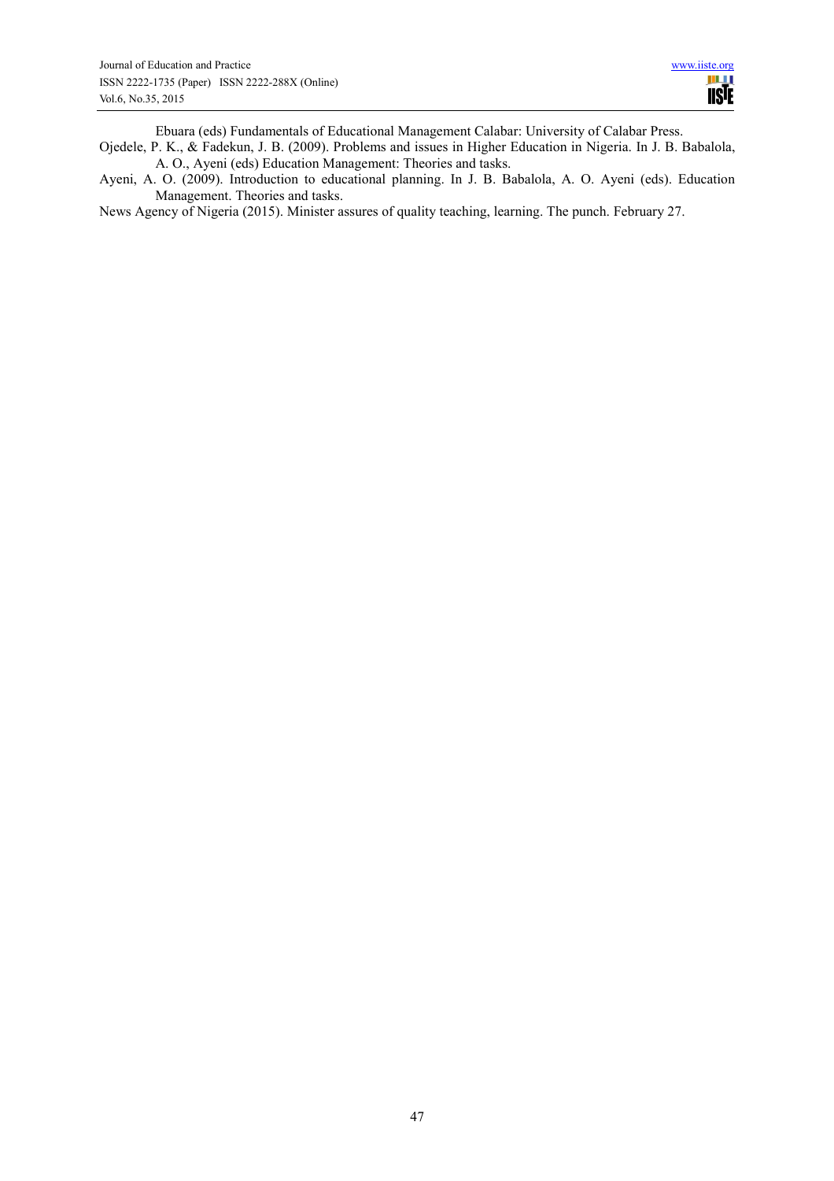Ebuara (eds) Fundamentals of Educational Management Calabar: University of Calabar Press.

Ojedele, P. K., & Fadekun, J. B. (2009). Problems and issues in Higher Education in Nigeria. In J. B. Babalola, A. O., Ayeni (eds) Education Management: Theories and tasks.

Ayeni, A. O. (2009). Introduction to educational planning. In J. B. Babalola, A. O. Ayeni (eds). Education Management. Theories and tasks.

News Agency of Nigeria (2015). Minister assures of quality teaching, learning. The punch. February 27.